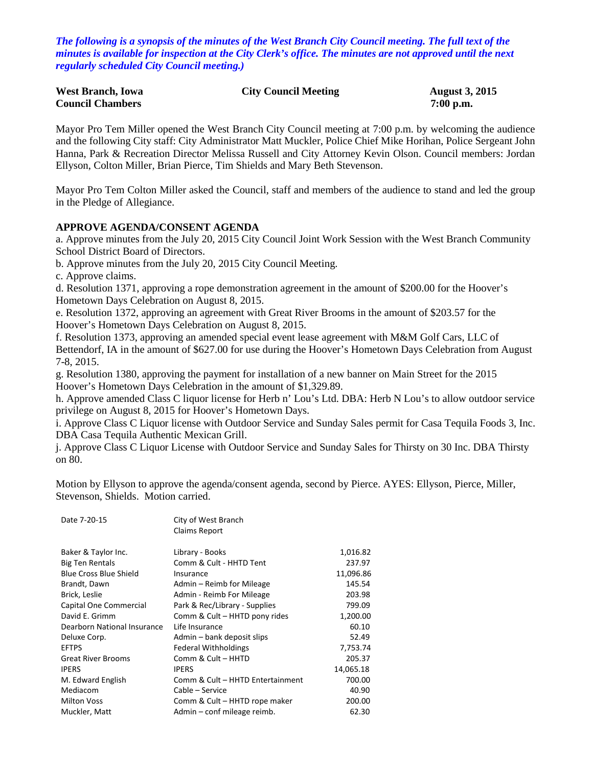*The following is a synopsis of the minutes of the West Branch City Council meeting. The full text of the minutes is available for inspection at the City Clerk's office. The minutes are not approved until the next regularly scheduled City Council meeting.)*

| **West Branch, Iowa** | **City Council Meeting** | **August 3, 2015** |
|---|---|---|
| **Council Chambers** | | **7:00 p.m.** |

Mayor Pro Tem Miller opened the West Branch City Council meeting at 7:00 p.m. by welcoming the audience and the following City staff: City Administrator Matt Muckler, Police Chief Mike Horihan, Police Sergeant John Hanna, Park & Recreation Director Melissa Russell and City Attorney Kevin Olson. Council members: Jordan Ellyson, Colton Miller, Brian Pierce, Tim Shields and Mary Beth Stevenson.

Mayor Pro Tem Colton Miller asked the Council, staff and members of the audience to stand and led the group in the Pledge of Allegiance.

**APPROVE AGENDA/CONSENT AGENDA**

a. Approve minutes from the July 20, 2015 City Council Joint Work Session with the West Branch Community School District Board of Directors.

b. Approve minutes from the July 20, 2015 City Council Meeting.

c. Approve claims.

d. Resolution 1371, approving a rope demonstration agreement in the amount of $200.00 for the Hoover's Hometown Days Celebration on August 8, 2015.

e. Resolution 1372, approving an agreement with Great River Brooms in the amount of $203.57 for the Hoover's Hometown Days Celebration on August 8, 2015.

f. Resolution 1373, approving an amended special event lease agreement with M&M Golf Cars, LLC of Bettendorf, IA in the amount of $627.00 for use during the Hoover's Hometown Days Celebration from August 7-8, 2015.

g. Resolution 1380, approving the payment for installation of a new banner on Main Street for the 2015 Hoover's Hometown Days Celebration in the amount of $1,329.89.

h. Approve amended Class C liquor license for Herb n' Lou's Ltd. DBA: Herb N Lou's to allow outdoor service privilege on August 8, 2015 for Hoover's Hometown Days.

i. Approve Class C Liquor license with Outdoor Service and Sunday Sales permit for Casa Tequila Foods 3, Inc. DBA Casa Tequila Authentic Mexican Grill.

j. Approve Class C Liquor License with Outdoor Service and Sunday Sales for Thirsty on 30 Inc. DBA Thirsty on 80.

Motion by Ellyson to approve the agenda/consent agenda, second by Pierce. AYES: Ellyson, Pierce, Miller, Stevenson, Shields. Motion carried.

| Date 7-20-15 | City of West Branch Claims Report | |
|---|---|---|
| Baker & Taylor Inc. | Library - Books | 1,016.82 |
| Big Ten Rentals | Comm & Cult - HHTD Tent | 237.97 |
| Blue Cross Blue Shield | Insurance | 11,096.86 |
| Brandt, Dawn | Admin – Reimb for Mileage | 145.54 |
| Brick, Leslie | Admin - Reimb For Mileage | 203.98 |
| Capital One Commercial | Park & Rec/Library - Supplies | 799.09 |
| David E. Grimm | Comm & Cult – HHTD pony rides | 1,200.00 |
| Dearborn National Insurance | Life Insurance | 60.10 |
| Deluxe Corp. | Admin – bank deposit slips | 52.49 |
| EFTPS | Federal Withholdings | 7,753.74 |
| Great River Brooms | Comm & Cult – HHTD | 205.37 |
| IPERS | IPERS | 14,065.18 |
| M. Edward English | Comm & Cult – HHTD Entertainment | 700.00 |
| Mediacom | Cable – Service | 40.90 |
| Milton Voss | Comm & Cult – HHTD rope maker | 200.00 |
| Muckler, Matt | Admin – conf mileage reimb. | 62.30 |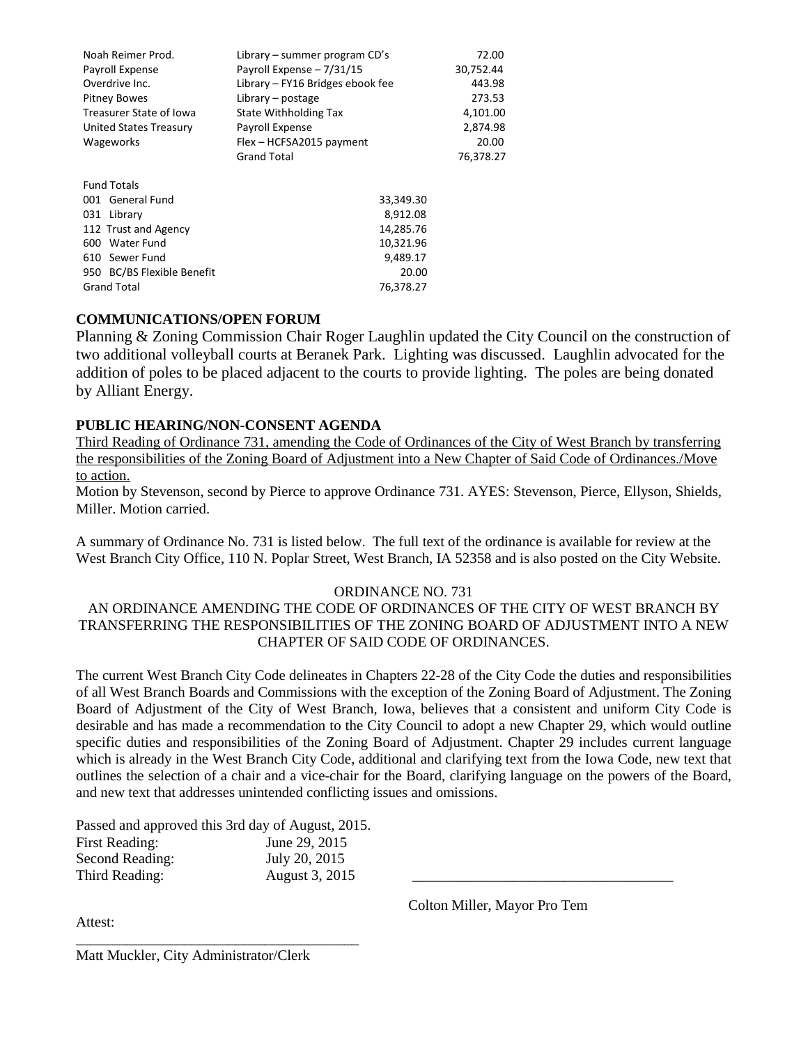| | | |
|---|---|---|
| Noah Reimer Prod. | Library – summer program CD's | 72.00 |
| Payroll Expense | Payroll Expense – 7/31/15 | 30,752.44 |
| Overdrive Inc. | Library – FY16 Bridges ebook fee | 443.98 |
| Pitney Bowes | Library – postage | 273.53 |
| Treasurer State of Iowa | State Withholding Tax | 4,101.00 |
| United States Treasury | Payroll Expense | 2,874.98 |
| Wageworks | Flex – HCFSA2015 payment | 20.00 |
| | Grand Total | 76,378.27 |

| Fund Totals | |
|---|---|
| 001 General Fund | 33,349.30 |
| 031 Library | 8,912.08 |
| 112 Trust and Agency | 14,285.76 |
| 600 Water Fund | 10,321.96 |
| 610 Sewer Fund | 9,489.17 |
| 950 BC/BS Flexible Benefit | 20.00 |
| Grand Total | 76,378.27 |

**COMMUNICATIONS/OPEN FORUM**

Planning & Zoning Commission Chair Roger Laughlin updated the City Council on the construction of two additional volleyball courts at Beranek Park. Lighting was discussed. Laughlin advocated for the addition of poles to be placed adjacent to the courts to provide lighting. The poles are being donated by Alliant Energy.

**PUBLIC HEARING/NON-CONSENT AGENDA**

Third Reading of Ordinance 731, amending the Code of Ordinances of the City of West Branch by transferring the responsibilities of the Zoning Board of Adjustment into a New Chapter of Said Code of Ordinances./Move to action.

Motion by Stevenson, second by Pierce to approve Ordinance 731. AYES: Stevenson, Pierce, Ellyson, Shields, Miller. Motion carried.

A summary of Ordinance No. 731 is listed below. The full text of the ordinance is available for review at the West Branch City Office, 110 N. Poplar Street, West Branch, IA 52358 and is also posted on the City Website.

ORDINANCE NO. 731

AN ORDINANCE AMENDING THE CODE OF ORDINANCES OF THE CITY OF WEST BRANCH BY TRANSFERRING THE RESPONSIBILITIES OF THE ZONING BOARD OF ADJUSTMENT INTO A NEW CHAPTER OF SAID CODE OF ORDINANCES.

The current West Branch City Code delineates in Chapters 22-28 of the City Code the duties and responsibilities of all West Branch Boards and Commissions with the exception of the Zoning Board of Adjustment. The Zoning Board of Adjustment of the City of West Branch, Iowa, believes that a consistent and uniform City Code is desirable and has made a recommendation to the City Council to adopt a new Chapter 29, which would outline specific duties and responsibilities of the Zoning Board of Adjustment. Chapter 29 includes current language which is already in the West Branch City Code, additional and clarifying text from the Iowa Code, new text that outlines the selection of a chair and a vice-chair for the Board, clarifying language on the powers of the Board, and new text that addresses unintended conflicting issues and omissions.

Passed and approved this 3rd day of August, 2015.

First Reading: June 29, 2015
Second Reading: July 20, 2015
Third Reading: August 3, 2015

\_\_\_\_\_\_\_\_\_\_\_\_\_\_\_\_\_\_\_\_\_\_\_\_\_\_\_\_\_\_\_\_\_\_\_\_\_\_

Colton Miller, Mayor Pro Tem

Attest:

\_\_\_\_\_\_\_\_\_\_\_\_\_\_\_\_\_\_\_\_\_\_\_\_\_\_\_\_\_\_\_\_\_\_\_\_\_\_

Matt Muckler, City Administrator/Clerk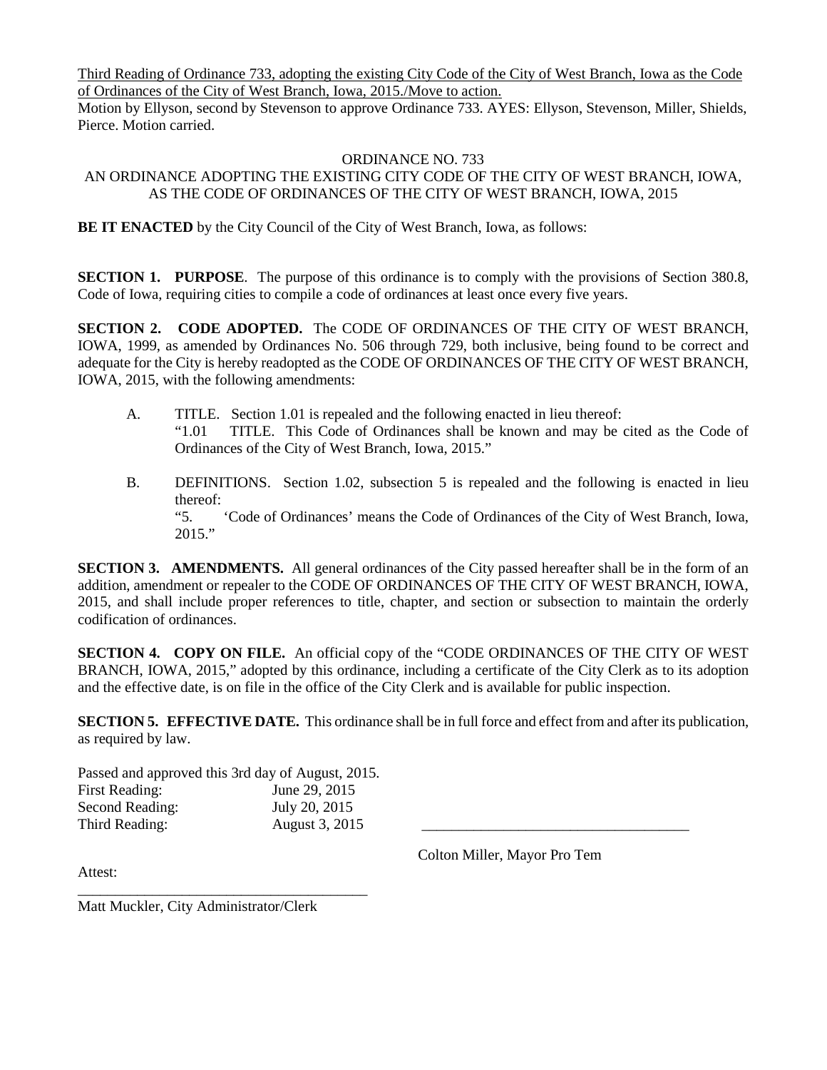Third Reading of Ordinance 733, adopting the existing City Code of the City of West Branch, Iowa as the Code of Ordinances of the City of West Branch, Iowa, 2015./Move to action.

Motion by Ellyson, second by Stevenson to approve Ordinance 733. AYES: Ellyson, Stevenson, Miller, Shields, Pierce. Motion carried.

ORDINANCE NO. 733

AN ORDINANCE ADOPTING THE EXISTING CITY CODE OF THE CITY OF WEST BRANCH, IOWA, AS THE CODE OF ORDINANCES OF THE CITY OF WEST BRANCH, IOWA, 2015

**BE IT ENACTED** by the City Council of the City of West Branch, Iowa, as follows:

**SECTION 1. PURPOSE**. The purpose of this ordinance is to comply with the provisions of Section 380.8, Code of Iowa, requiring cities to compile a code of ordinances at least once every five years.

**SECTION 2. CODE ADOPTED.** The CODE OF ORDINANCES OF THE CITY OF WEST BRANCH, IOWA, 1999, as amended by Ordinances No. 506 through 729, both inclusive, being found to be correct and adequate for the City is hereby readopted as the CODE OF ORDINANCES OF THE CITY OF WEST BRANCH, IOWA, 2015, with the following amendments:

A. TITLE. Section 1.01 is repealed and the following enacted in lieu thereof:
"1.01 TITLE. This Code of Ordinances shall be known and may be cited as the Code of Ordinances of the City of West Branch, Iowa, 2015."

B. DEFINITIONS. Section 1.02, subsection 5 is repealed and the following is enacted in lieu thereof:
"5. 'Code of Ordinances' means the Code of Ordinances of the City of West Branch, Iowa, 2015."

**SECTION 3. AMENDMENTS.** All general ordinances of the City passed hereafter shall be in the form of an addition, amendment or repealer to the CODE OF ORDINANCES OF THE CITY OF WEST BRANCH, IOWA, 2015, and shall include proper references to title, chapter, and section or subsection to maintain the orderly codification of ordinances.

**SECTION 4. COPY ON FILE.** An official copy of the "CODE ORDINANCES OF THE CITY OF WEST BRANCH, IOWA, 2015," adopted by this ordinance, including a certificate of the City Clerk as to its adoption and the effective date, is on file in the office of the City Clerk and is available for public inspection.

**SECTION 5. EFFECTIVE DATE.** This ordinance shall be in full force and effect from and after its publication, as required by law.

Passed and approved this 3rd day of August, 2015.

First Reading: June 29, 2015
Second Reading: July 20, 2015
Third Reading: August 3, 2015

\_\_\_\_\_\_\_\_\_\_\_\_\_\_\_\_\_\_\_\_\_\_\_\_\_\_\_\_\_\_\_\_\_\_\_\_
Colton Miller, Mayor Pro Tem

Attest:

\_\_\_\_\_\_\_\_\_\_\_\_\_\_\_\_\_\_\_\_\_\_\_\_\_\_\_\_\_\_\_\_\_\_\_\_\_\_\_
Matt Muckler, City Administrator/Clerk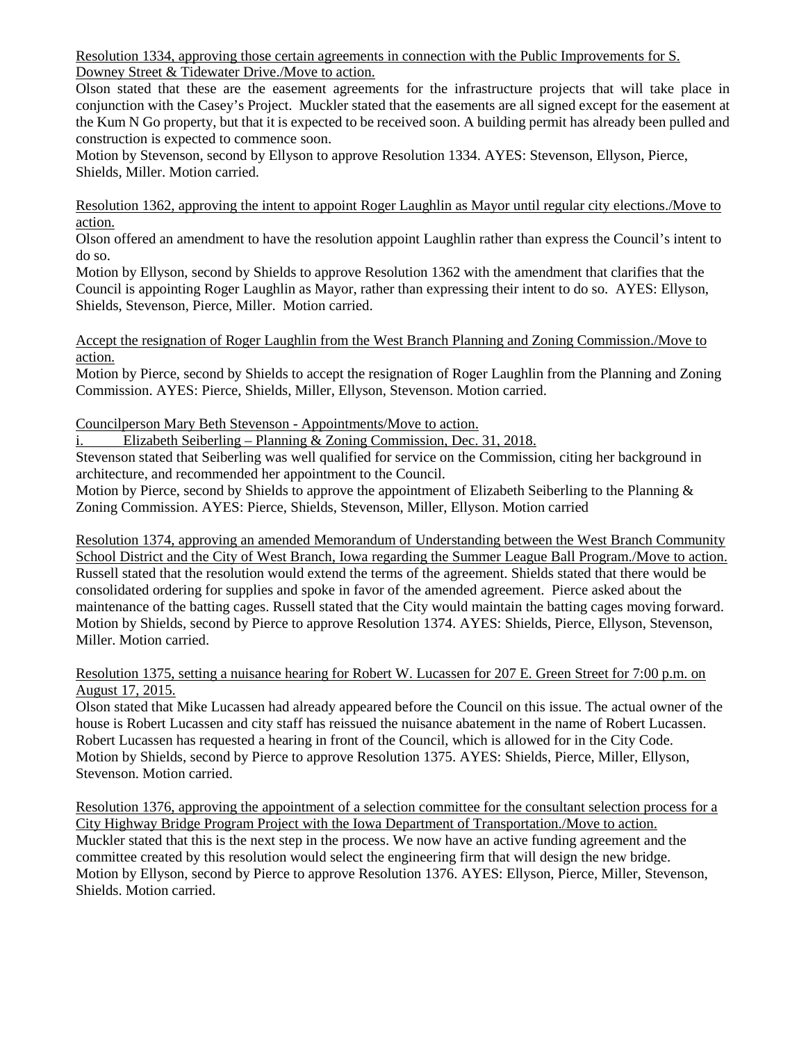Resolution 1334, approving those certain agreements in connection with the Public Improvements for S. Downey Street & Tidewater Drive./Move to action.

Olson stated that these are the easement agreements for the infrastructure projects that will take place in conjunction with the Casey's Project. Muckler stated that the easements are all signed except for the easement at the Kum N Go property, but that it is expected to be received soon. A building permit has already been pulled and construction is expected to commence soon.

Motion by Stevenson, second by Ellyson to approve Resolution 1334. AYES: Stevenson, Ellyson, Pierce, Shields, Miller. Motion carried.

Resolution 1362, approving the intent to appoint Roger Laughlin as Mayor until regular city elections./Move to action.

Olson offered an amendment to have the resolution appoint Laughlin rather than express the Council's intent to do so.

Motion by Ellyson, second by Shields to approve Resolution 1362 with the amendment that clarifies that the Council is appointing Roger Laughlin as Mayor, rather than expressing their intent to do so. AYES: Ellyson, Shields, Stevenson, Pierce, Miller. Motion carried.

Accept the resignation of Roger Laughlin from the West Branch Planning and Zoning Commission./Move to action.

Motion by Pierce, second by Shields to accept the resignation of Roger Laughlin from the Planning and Zoning Commission. AYES: Pierce, Shields, Miller, Ellyson, Stevenson. Motion carried.

Councilperson Mary Beth Stevenson - Appointments/Move to action.

i. Elizabeth Seiberling – Planning & Zoning Commission, Dec. 31, 2018.

Stevenson stated that Seiberling was well qualified for service on the Commission, citing her background in architecture, and recommended her appointment to the Council.

Motion by Pierce, second by Shields to approve the appointment of Elizabeth Seiberling to the Planning & Zoning Commission. AYES: Pierce, Shields, Stevenson, Miller, Ellyson. Motion carried

Resolution 1374, approving an amended Memorandum of Understanding between the West Branch Community School District and the City of West Branch, Iowa regarding the Summer League Ball Program./Move to action.

Russell stated that the resolution would extend the terms of the agreement. Shields stated that there would be consolidated ordering for supplies and spoke in favor of the amended agreement. Pierce asked about the maintenance of the batting cages. Russell stated that the City would maintain the batting cages moving forward.

Motion by Shields, second by Pierce to approve Resolution 1374. AYES: Shields, Pierce, Ellyson, Stevenson, Miller. Motion carried.

Resolution 1375, setting a nuisance hearing for Robert W. Lucassen for 207 E. Green Street for 7:00 p.m. on August 17, 2015.

Olson stated that Mike Lucassen had already appeared before the Council on this issue. The actual owner of the house is Robert Lucassen and city staff has reissued the nuisance abatement in the name of Robert Lucassen. Robert Lucassen has requested a hearing in front of the Council, which is allowed for in the City Code.

Motion by Shields, second by Pierce to approve Resolution 1375. AYES: Shields, Pierce, Miller, Ellyson, Stevenson. Motion carried.

Resolution 1376, approving the appointment of a selection committee for the consultant selection process for a City Highway Bridge Program Project with the Iowa Department of Transportation./Move to action.

Muckler stated that this is the next step in the process. We now have an active funding agreement and the committee created by this resolution would select the engineering firm that will design the new bridge.

Motion by Ellyson, second by Pierce to approve Resolution 1376. AYES: Ellyson, Pierce, Miller, Stevenson, Shields. Motion carried.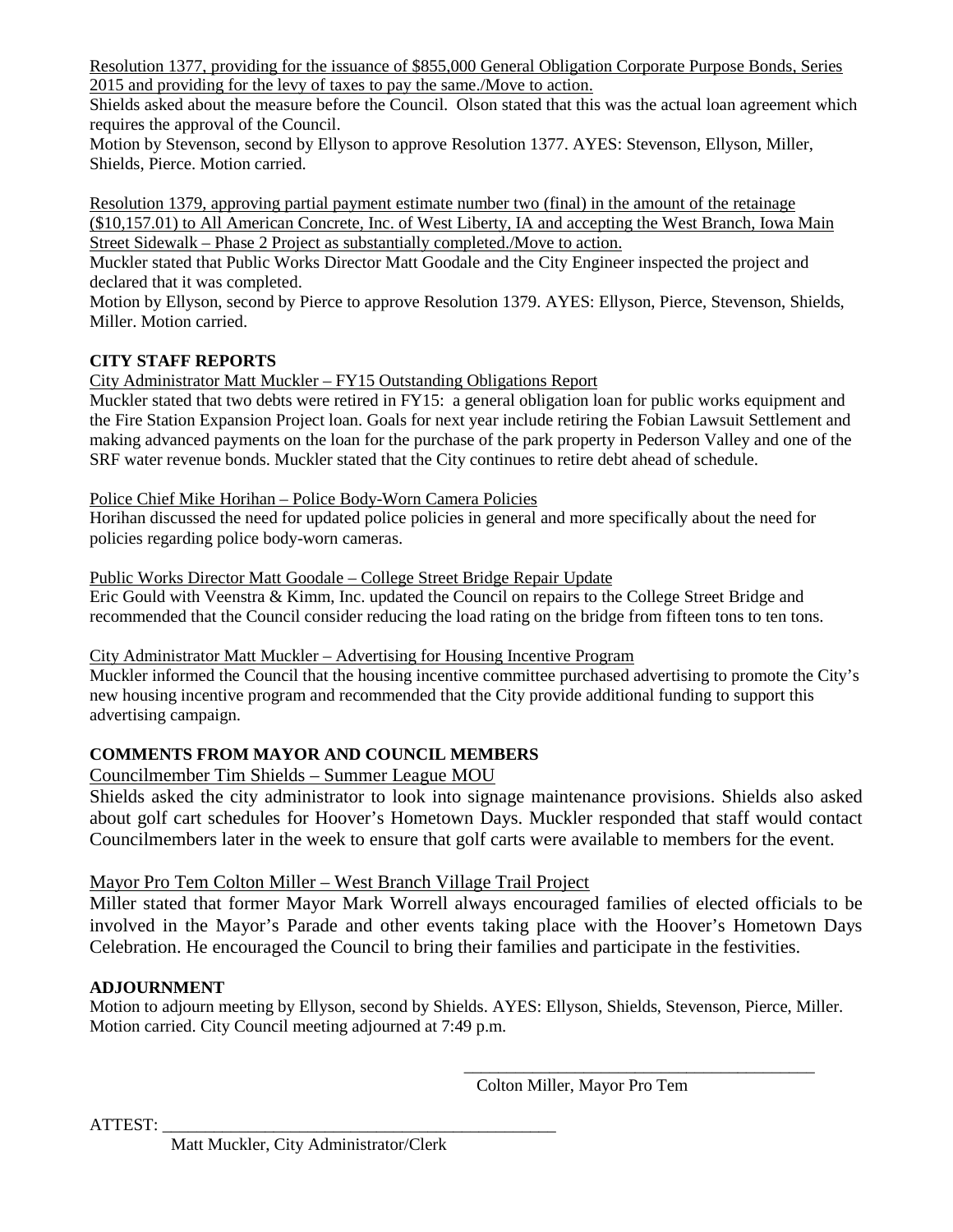Resolution 1377, providing for the issuance of $855,000 General Obligation Corporate Purpose Bonds, Series 2015 and providing for the levy of taxes to pay the same./Move to action.

Shields asked about the measure before the Council. Olson stated that this was the actual loan agreement which requires the approval of the Council.

Motion by Stevenson, second by Ellyson to approve Resolution 1377. AYES: Stevenson, Ellyson, Miller, Shields, Pierce. Motion carried.

Resolution 1379, approving partial payment estimate number two (final) in the amount of the retainage ($10,157.01) to All American Concrete, Inc. of West Liberty, IA and accepting the West Branch, Iowa Main Street Sidewalk – Phase 2 Project as substantially completed./Move to action.

Muckler stated that Public Works Director Matt Goodale and the City Engineer inspected the project and declared that it was completed.

Motion by Ellyson, second by Pierce to approve Resolution 1379. AYES: Ellyson, Pierce, Stevenson, Shields, Miller. Motion carried.

**CITY STAFF REPORTS**

City Administrator Matt Muckler – FY15 Outstanding Obligations Report

Muckler stated that two debts were retired in FY15: a general obligation loan for public works equipment and the Fire Station Expansion Project loan. Goals for next year include retiring the Fobian Lawsuit Settlement and making advanced payments on the loan for the purchase of the park property in Pederson Valley and one of the SRF water revenue bonds. Muckler stated that the City continues to retire debt ahead of schedule.

Police Chief Mike Horihan – Police Body-Worn Camera Policies

Horihan discussed the need for updated police policies in general and more specifically about the need for policies regarding police body-worn cameras.

Public Works Director Matt Goodale – College Street Bridge Repair Update

Eric Gould with Veenstra & Kimm, Inc. updated the Council on repairs to the College Street Bridge and recommended that the Council consider reducing the load rating on the bridge from fifteen tons to ten tons.

City Administrator Matt Muckler – Advertising for Housing Incentive Program

Muckler informed the Council that the housing incentive committee purchased advertising to promote the City's new housing incentive program and recommended that the City provide additional funding to support this advertising campaign.

**COMMENTS FROM MAYOR AND COUNCIL MEMBERS**

Councilmember Tim Shields – Summer League MOU

Shields asked the city administrator to look into signage maintenance provisions. Shields also asked about golf cart schedules for Hoover's Hometown Days. Muckler responded that staff would contact Councilmembers later in the week to ensure that golf carts were available to members for the event.

Mayor Pro Tem Colton Miller – West Branch Village Trail Project

Miller stated that former Mayor Mark Worrell always encouraged families of elected officials to be involved in the Mayor's Parade and other events taking place with the Hoover's Hometown Days Celebration. He encouraged the Council to bring their families and participate in the festivities.

**ADJOURNMENT**

Motion to adjourn meeting by Ellyson, second by Shields. AYES: Ellyson, Shields, Stevenson, Pierce, Miller. Motion carried. City Council meeting adjourned at 7:49 p.m.

\_\_\_\_\_\_\_\_\_\_\_\_\_\_\_\_\_\_\_\_\_\_\_\_\_\_\_\_\_\_\_\_\_\_\_\_\_\_\_\_\_\_
Colton Miller, Mayor Pro Tem

ATTEST: \_\_\_\_\_\_\_\_\_\_\_\_\_\_\_\_\_\_\_\_\_\_\_\_\_\_\_\_\_\_\_\_\_\_\_\_\_\_\_\_\_\_\_\_\_\_
Matt Muckler, City Administrator/Clerk